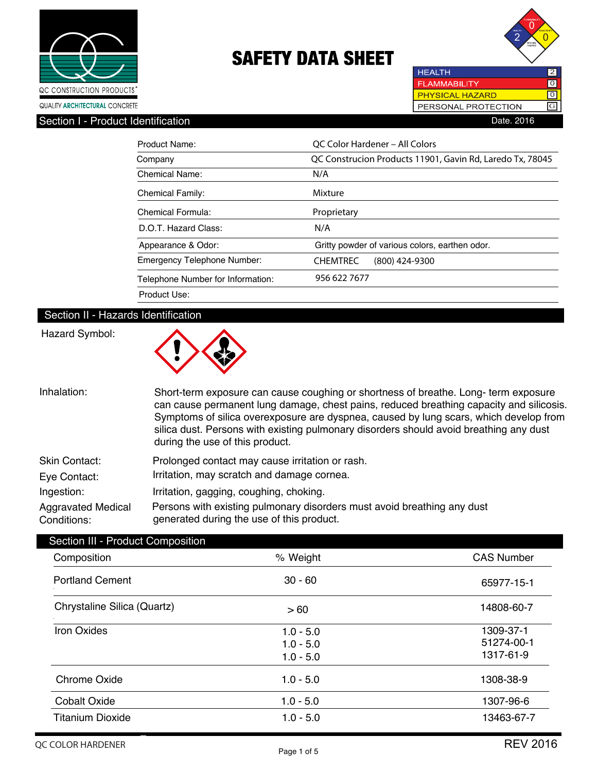QC CONSTRUCTION PRODUCTS®

QUALITY ARCHITECTURAL CONCRETE

# SAFETY DATA SHEET

| | |
|---|---|
| HEALTH | 2 |
| FLAMMABILITY | 0 |
| PHYSICAL HAZARD | 0 |
| PERSONAL PROTECTION | G |

## Section I - Product Identification

Date. 2016

| | |
|---|---|
| Product Name: | QC Color Hardener – All Colors |
| Company | QC Construcion Products 11901, Gavin Rd, Laredo Tx, 78045 |
| Chemical Name: | N/A |
| Chemical Family: | Mixture |
| Chemical Formula: | Proprietary |
| D.O.T. Hazard Class: | N/A |
| Appearance & Odor: | Gritty powder of various colors, earthen odor. |
| Emergency Telephone Number: | CHEMTREC (800) 424-9300 |
| Telephone Number for Information: | 956 622 7677 |
| Product Use: | |

## Section II - Hazards Identification

Hazard Symbol:

**Inhalation:** Short-term exposure can cause coughing or shortness of breathe. Long- term exposure can cause permanent lung damage, chest pains, reduced breathing capacity and silicosis. Symptoms of silica overexposure are dyspnea, caused by lung scars, which develop from silica dust. Persons with existing pulmonary disorders should avoid breathing any dust during the use of this product.

**Skin Contact:** Prolonged contact may cause irritation or rash.

**Eye Contact:** Irritation, may scratch and damage cornea.

**Ingestion:** Irritation, gagging, coughing, choking.

**Aggravated Medical Conditions:** Persons with existing pulmonary disorders must avoid breathing any dust generated during the use of this product.

## Section III - Product Composition

| Composition | % Weight | CAS Number |
|---|---|---|
| Portland Cement | 30 - 60 | 65977-15-1 |
| Chrystaline Silica (Quartz) | > 60 | 14808-60-7 |
| Iron Oxides | 1.0 - 5.0<br>1.0 - 5.0<br>1.0 - 5.0 | 1309-37-1<br>51274-00-1<br>1317-61-9 |
| Chrome Oxide | 1.0 - 5.0 | 1308-38-9 |
| Cobalt Oxide | 1.0 - 5.0 | 1307-96-6 |
| Titanium Dioxide | 1.0 - 5.0 | 13463-67-7 |

QC COLOR HARDENER

REV 2016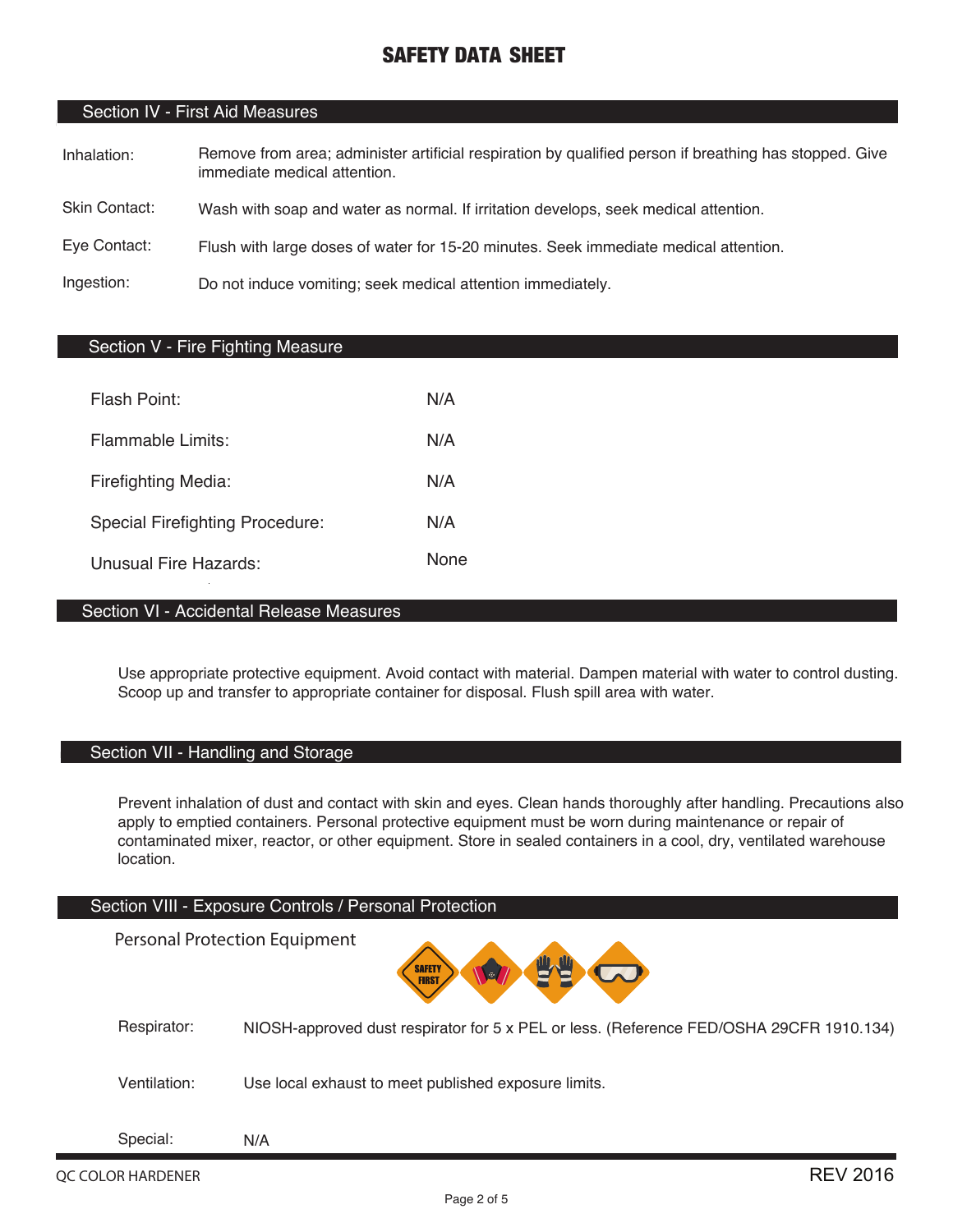# SAFETY DATA SHEET

## Section IV - First Aid Measures

| | |
|---|---|
| Inhalation: | Remove from area; administer artificial respiration by qualified person if breathing has stopped. Give immediate medical attention. |
| Skin Contact: | Wash with soap and water as normal. If irritation develops, seek medical attention. |
| Eye Contact: | Flush with large doses of water for 15-20 minutes. Seek immediate medical attention. |
| Ingestion: | Do not induce vomiting; seek medical attention immediately. |

## Section V - Fire Fighting Measure

| | |
|---|---|
| Flash Point: | N/A |
| Flammable Limits: | N/A |
| Firefighting Media: | N/A |
| Special Firefighting Procedure: | N/A |
| Unusual Fire Hazards: | None |

## Section VI - Accidental Release Measures

Use appropriate protective equipment. Avoid contact with material. Dampen material with water to control dusting. Scoop up and transfer to appropriate container for disposal. Flush spill area with water.

## Section VII - Handling and Storage

Prevent inhalation of dust and contact with skin and eyes. Clean hands thoroughly after handling. Precautions also apply to emptied containers. Personal protective equipment must be worn during maintenance or repair of contaminated mixer, reactor, or other equipment. Store in sealed containers in a cool, dry, ventilated warehouse location.

## Section VIII - Exposure Controls / Personal Protection

Personal Protection Equipment

SAFETY FIRST

| | |
|---|---|
| Respirator: | NIOSH-approved dust respirator for 5 x PEL or less. (Reference FED/OSHA 29CFR 1910.134) |
| Ventilation: | Use local exhaust to meet published exposure limits. |
| Special: | N/A |

QC COLOR HARDENER

REV 2016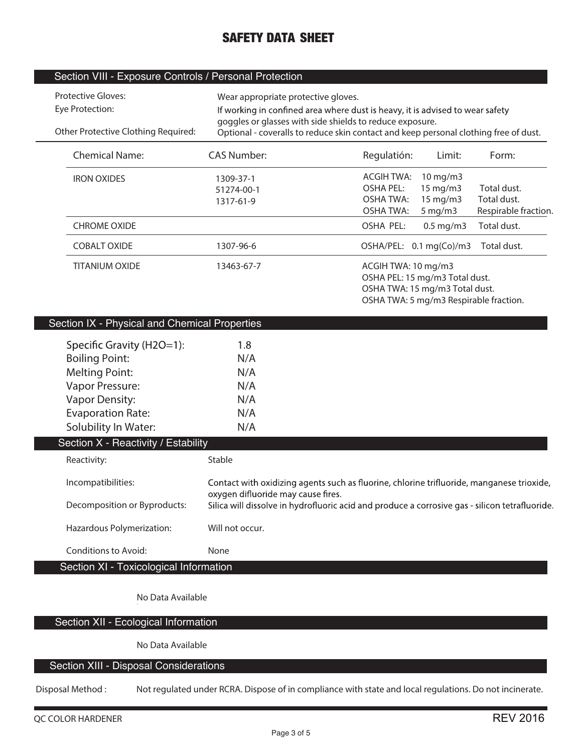# SAFETY DATA SHEET

## Section VIII - Exposure Controls / Personal Protection

| | |
|---|---|
| Protective Gloves: | Wear appropriate protective gloves. |
| Eye Protection: | If working in confined area where dust is heavy, it is advised to wear safety goggles or glasses with side shields to reduce exposure. |
| Other Protective Clothing Required: | Optional - coveralls to reduce skin contact and keep personal clothing free of dust. |

| Chemical Name: | CAS Number: | Regulatión: | Limit: | Form: |
|---|---|---|---|---|
| IRON OXIDES | 1309-37-1<br>51274-00-1<br>1317-61-9 | ACGIH TWA:<br>OSHA PEL:<br>OSHA TWA:<br>OSHA TWA: | 10 mg/m3<br>15 mg/m3<br>15 mg/m3<br>5 mg/m3 | <br>Total dust.<br>Total dust.<br>Respirable fraction. |
| CHROME OXIDE | | OSHA PEL: | 0.5 mg/m3 | Total dust. |
| COBALT OXIDE | 1307-96-6 | OSHA/PEL: | 0.1 mg(Co)/m3 | Total dust. |
| TITANIUM OXIDE | 13463-67-7 | ACGIH TWA: 10 mg/m3<br>OSHA PEL: 15 mg/m3 Total dust.<br>OSHA TWA: 15 mg/m3 Total dust.<br>OSHA TWA: 5 mg/m3 Respirable fraction. | | |

## Section IX - Physical and Chemical Properties

| | |
|---|---|
| Specific Gravity ($H_2O$=1): | 1.8 |
| Boiling Point: | N/A |
| Melting Point: | N/A |
| Vapor Pressure: | N/A |
| Vapor Density: | N/A |
| Evaporation Rate: | N/A |
| Solubility In Water: | N/A |

## Section X - Reactivity / Estability

| | |
|---|---|
| Reactivity: | Stable |
| Incompatibilities: | Contact with oxidizing agents such as fluorine, chlorine trifluoride, manganese trioxide, oxygen difluoride may cause fires. |
| Decomposition or Byproducts: | Silica will dissolve in hydrofluoric acid and produce a corrosive gas - silicon tetrafluoride. |
| Hazardous Polymerization: | Will not occur. |
| Conditions to Avoid: | None |

## Section XI - Toxicological Information

No Data Available

## Section XII - Ecological Information

No Data Available

## Section XIII - Disposal Considerations

Disposal Method : Not regulated under RCRA. Dispose of in compliance with state and local regulations. Do not incinerate.

QC COLOR HARDENER REV 2016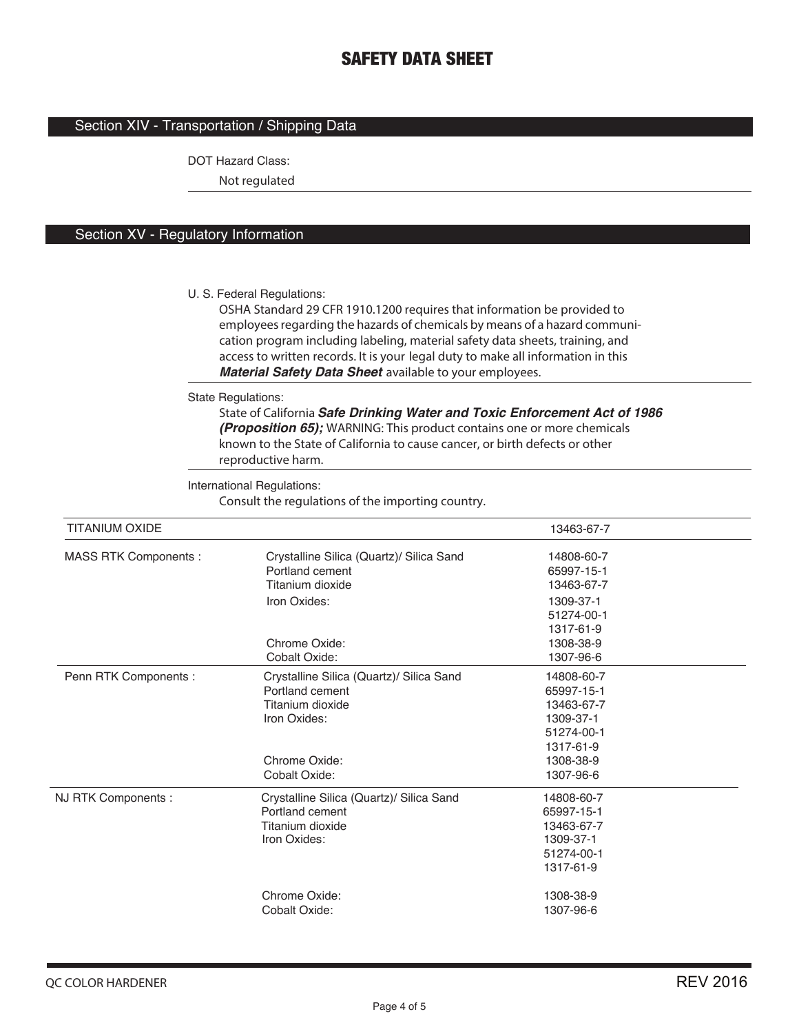# SAFETY DATA SHEET

## Section XIV - Transportation / Shipping Data

DOT Hazard Class:

Not regulated

## Section XV - Regulatory Information

U. S. Federal Regulations:

OSHA Standard 29 CFR 1910.1200 requires that information be provided to employees regarding the hazards of chemicals by means of a hazard communication program including labeling, material safety data sheets, training, and access to written records. It is your legal duty to make all information in this ***Material Safety Data Sheet*** available to your employees.

State Regulations:

State of California ***Safe Drinking Water and Toxic Enforcement Act of 1986 (Proposition 65);*** WARNING: This product contains one or more chemicals known to the State of California to cause cancer, or birth defects or other reproductive harm.

International Regulations:

Consult the regulations of the importing country.

| | | |
|---|---|---|
| TITANIUM OXIDE | | 13463-67-7 |
| MASS RTK Components : | Crystalline Silica (Quartz)/ Silica Sand | 14808-60-7 |
| | Portland cement | 65997-15-1 |
| | Titanium dioxide | 13463-67-7 |
| | Iron Oxides: | 1309-37-1 |
| | | 51274-00-1 |
| | | 1317-61-9 |
| | Chrome Oxide: | 1308-38-9 |
| | Cobalt Oxide: | 1307-96-6 |
| Penn RTK Components : | Crystalline Silica (Quartz)/ Silica Sand | 14808-60-7 |
| | Portland cement | 65997-15-1 |
| | Titanium dioxide | 13463-67-7 |
| | Iron Oxides: | 1309-37-1 |
| | | 51274-00-1 |
| | | 1317-61-9 |
| | Chrome Oxide: | 1308-38-9 |
| | Cobalt Oxide: | 1307-96-6 |
| NJ RTK Components : | Crystalline Silica (Quartz)/ Silica Sand | 14808-60-7 |
| | Portland cement | 65997-15-1 |
| | Titanium dioxide | 13463-67-7 |
| | Iron Oxides: | 1309-37-1 |
| | | 51274-00-1 |
| | | 1317-61-9 |
| | Chrome Oxide: | 1308-38-9 |
| | Cobalt Oxide: | 1307-96-6 |

QC COLOR HARDENER

REV 2016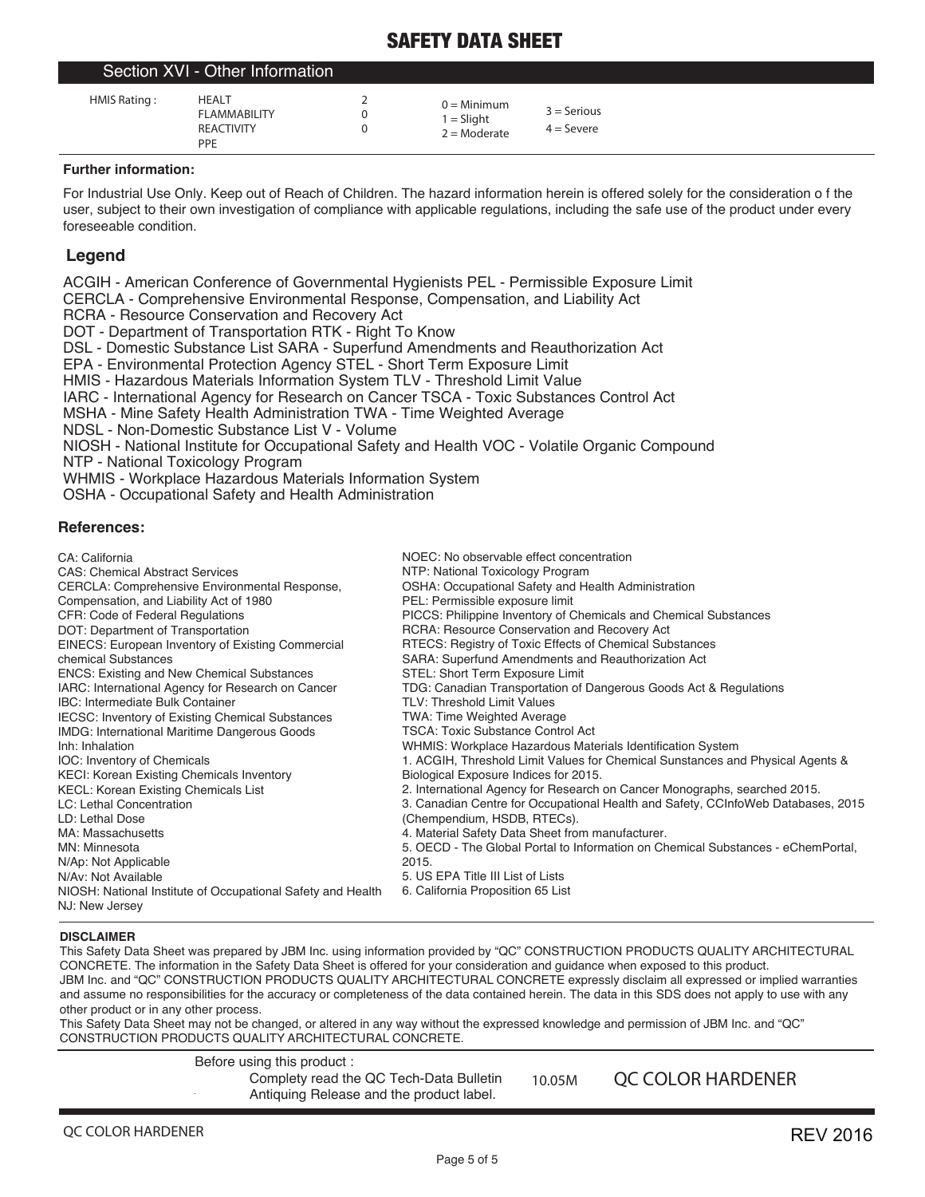# SAFETY DATA SHEET

## Section XVI - Other Information

| | | | | |
|---|---|---|---|---|
| HMIS Rating : | HEALT | 2 | 0 = Minimum | 3 = Serious |
| | FLAMMABILITY | 0 | 1 = Slight | 4 = Severe |
| | REACTIVITY | 0 | 2 = Moderate | |
| | PPE | | | |

**Further information:**

For Industrial Use Only. Keep out of Reach of Children. The hazard information herein is offered solely for the consideration o f the user, subject to their own investigation of compliance with applicable regulations, including the safe use of the product under every foreseeable condition.

### Legend

ACGIH - American Conference of Governmental Hygienists PEL - Permissible Exposure Limit
CERCLA - Comprehensive Environmental Response, Compensation, and Liability Act
RCRA - Resource Conservation and Recovery Act
DOT - Department of Transportation RTK - Right To Know
DSL - Domestic Substance List SARA - Superfund Amendments and Reauthorization Act
EPA - Environmental Protection Agency STEL - Short Term Exposure Limit
HMIS - Hazardous Materials Information System TLV - Threshold Limit Value
IARC - International Agency for Research on Cancer TSCA - Toxic Substances Control Act
MSHA - Mine Safety Health Administration TWA - Time Weighted Average
NDSL - Non-Domestic Substance List V - Volume
NIOSH - National Institute for Occupational Safety and Health VOC - Volatile Organic Compound
NTP - National Toxicology Program
WHMIS - Workplace Hazardous Materials Information System
OSHA - Occupational Safety and Health Administration

**References:**

CA: California
CAS: Chemical Abstract Services
CERCLA: Comprehensive Environmental Response, Compensation, and Liability Act of 1980
CFR: Code of Federal Regulations
DOT: Department of Transportation
EINECS: European Inventory of Existing Commercial chemical Substances
ENCS: Existing and New Chemical Substances
IARC: International Agency for Research on Cancer
IBC: Intermediate Bulk Container
IECSC: Inventory of Existing Chemical Substances
IMDG: International Maritime Dangerous Goods
Inh: Inhalation
IOC: Inventory of Chemicals
KECI: Korean Existing Chemicals Inventory
KECL: Korean Existing Chemicals List
LC: Lethal Concentration
LD: Lethal Dose
MA: Massachusetts
MN: Minnesota
N/Ap: Not Applicable
N/Av: Not Available
NIOSH: National Institute of Occupational Safety and Health
NJ: New Jersey
NOEC: No observable effect concentration
NTP: National Toxicology Program
OSHA: Occupational Safety and Health Administration
PEL: Permissible exposure limit
PICCS: Philippine Inventory of Chemicals and Chemical Substances
RCRA: Resource Conservation and Recovery Act
RTECS: Registry of Toxic Effects of Chemical Substances
SARA: Superfund Amendments and Reauthorization Act
STEL: Short Term Exposure Limit
TDG: Canadian Transportation of Dangerous Goods Act & Regulations
TLV: Threshold Limit Values
TWA: Time Weighted Average
TSCA: Toxic Substance Control Act
WHMIS: Workplace Hazardous Materials Identification System

1. ACGIH, Threshold Limit Values for Chemical Sunstances and Physical Agents & Biological Exposure Indices for 2015.
2. International Agency for Research on Cancer Monographs, searched 2015.
3. Canadian Centre for Occupational Health and Safety, CCInfoWeb Databases, 2015 (Chempendium, HSDB, RTECs).
4. Material Safety Data Sheet from manufacturer.
5. OECD - The Global Portal to Information on Chemical Substances - eChemPortal, 2015.
5. US EPA Title III List of Lists
6. California Proposition 65 List

**DISCLAIMER**

This Safety Data Sheet was prepared by JBM Inc. using information provided by "QC" CONSTRUCTION PRODUCTS QUALITY ARCHITECTURAL CONCRETE. The information in the Safety Data Sheet is offered for your consideration and guidance when exposed to this product.
JBM Inc. and "QC" CONSTRUCTION PRODUCTS QUALITY ARCHITECTURAL CONCRETE expressly disclaim all expressed or implied warranties and assume no responsibilities for the accuracy or completeness of the data contained herein. The data in this SDS does not apply to use with any other product or in any other process.
This Safety Data Sheet may not be changed, or altered in any way without the expressed knowledge and permission of JBM Inc. and "QC" CONSTRUCTION PRODUCTS QUALITY ARCHITECTURAL CONCRETE.

Before using this product :
Complety read the QC Tech-Data Bulletin Antiquing Release and the product label.

10.05M QC COLOR HARDENER

QC COLOR HARDENER REV 2016